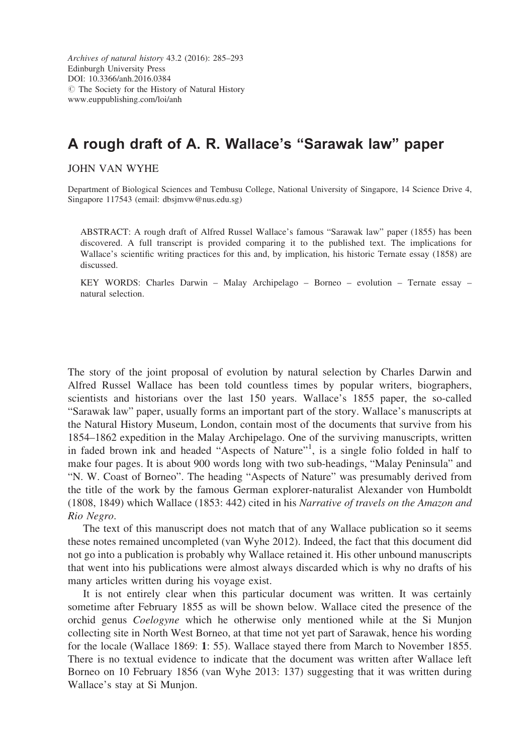Archives of natural history 43.2 (2016): 285–293
Edinburgh University Press
DOI: 10.3366/anh.2016.0384
© The Society for the History of Natural History
www.euppublishing.com/loi/anh

# A rough draft of A. R. Wallace's "Sarawak law" paper

JOHN VAN WYHE

Department of Biological Sciences and Tembusu College, National University of Singapore, 14 Science Drive 4, Singapore 117543 (email: dbsjmvw@nus.edu.sg)

ABSTRACT: A rough draft of Alfred Russel Wallace's famous "Sarawak law" paper (1855) has been discovered. A full transcript is provided comparing it to the published text. The implications for Wallace's scientific writing practices for this and, by implication, his historic Ternate essay (1858) are discussed.

KEY WORDS: Charles Darwin – Malay Archipelago – Borneo – evolution – Ternate essay – natural selection.

The story of the joint proposal of evolution by natural selection by Charles Darwin and Alfred Russel Wallace has been told countless times by popular writers, biographers, scientists and historians over the last 150 years. Wallace's 1855 paper, the so-called "Sarawak law" paper, usually forms an important part of the story. Wallace's manuscripts at the Natural History Museum, London, contain most of the documents that survive from his 1854–1862 expedition in the Malay Archipelago. One of the surviving manuscripts, written in faded brown ink and headed "Aspects of Nature"[1], is a single folio folded in half to make four pages. It is about 900 words long with two sub-headings, "Malay Peninsula" and "N. W. Coast of Borneo". The heading "Aspects of Nature" was presumably derived from the title of the work by the famous German explorer-naturalist Alexander von Humboldt (1808, 1849) which Wallace (1853: 442) cited in his *Narrative of travels on the Amazon and Rio Negro*.

The text of this manuscript does not match that of any Wallace publication so it seems these notes remained uncompleted (van Wyhe 2012). Indeed, the fact that this document did not go into a publication is probably why Wallace retained it. His other unbound manuscripts that went into his publications were almost always discarded which is why no drafts of his many articles written during his voyage exist.

It is not entirely clear when this particular document was written. It was certainly sometime after February 1855 as will be shown below. Wallace cited the presence of the orchid genus *Coelogyne* which he otherwise only mentioned while at the Si Munjon collecting site in North West Borneo, at that time not yet part of Sarawak, hence his wording for the locale (Wallace 1869: **1**: 55). Wallace stayed there from March to November 1855. There is no textual evidence to indicate that the document was written after Wallace left Borneo on 10 February 1856 (van Wyhe 2013: 137) suggesting that it was written during Wallace's stay at Si Munjon.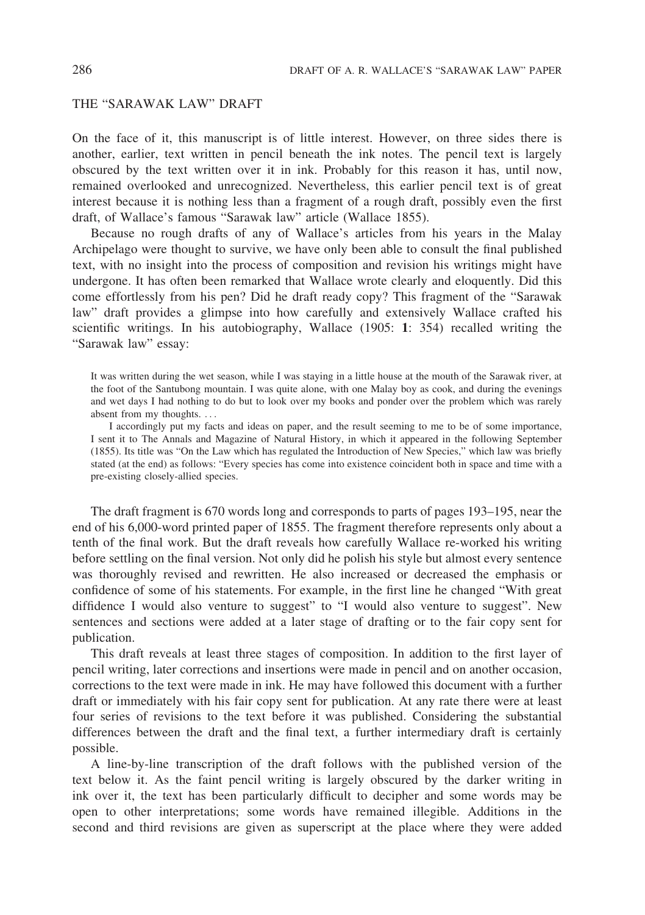## THE "SARAWAK LAW" DRAFT

On the face of it, this manuscript is of little interest. However, on three sides there is another, earlier, text written in pencil beneath the ink notes. The pencil text is largely obscured by the text written over it in ink. Probably for this reason it has, until now, remained overlooked and unrecognized. Nevertheless, this earlier pencil text is of great interest because it is nothing less than a fragment of a rough draft, possibly even the first draft, of Wallace's famous "Sarawak law" article (Wallace 1855).

Because no rough drafts of any of Wallace's articles from his years in the Malay Archipelago were thought to survive, we have only been able to consult the final published text, with no insight into the process of composition and revision his writings might have undergone. It has often been remarked that Wallace wrote clearly and eloquently. Did this come effortlessly from his pen? Did he draft ready copy? This fragment of the "Sarawak law" draft provides a glimpse into how carefully and extensively Wallace crafted his scientific writings. In his autobiography, Wallace (1905: **1**: 354) recalled writing the "Sarawak law" essay:

> It was written during the wet season, while I was staying in a little house at the mouth of the Sarawak river, at the foot of the Santubong mountain. I was quite alone, with one Malay boy as cook, and during the evenings and wet days I had nothing to do but to look over my books and ponder over the problem which was rarely absent from my thoughts. . . .
>
> I accordingly put my facts and ideas on paper, and the result seeming to me to be of some importance, I sent it to The Annals and Magazine of Natural History, in which it appeared in the following September (1855). Its title was "On the Law which has regulated the Introduction of New Species," which law was briefly stated (at the end) as follows: "Every species has come into existence coincident both in space and time with a pre-existing closely-allied species.

The draft fragment is 670 words long and corresponds to parts of pages 193–195, near the end of his 6,000-word printed paper of 1855. The fragment therefore represents only about a tenth of the final work. But the draft reveals how carefully Wallace re-worked his writing before settling on the final version. Not only did he polish his style but almost every sentence was thoroughly revised and rewritten. He also increased or decreased the emphasis or confidence of some of his statements. For example, in the first line he changed "With great diffidence I would also venture to suggest" to "I would also venture to suggest". New sentences and sections were added at a later stage of drafting or to the fair copy sent for publication.

This draft reveals at least three stages of composition. In addition to the first layer of pencil writing, later corrections and insertions were made in pencil and on another occasion, corrections to the text were made in ink. He may have followed this document with a further draft or immediately with his fair copy sent for publication. At any rate there were at least four series of revisions to the text before it was published. Considering the substantial differences between the draft and the final text, a further intermediary draft is certainly possible.

A line-by-line transcription of the draft follows with the published version of the text below it. As the faint pencil writing is largely obscured by the darker writing in ink over it, the text has been particularly difficult to decipher and some words may be open to other interpretations; some words have remained illegible. Additions in the second and third revisions are given as superscript at the place where they were added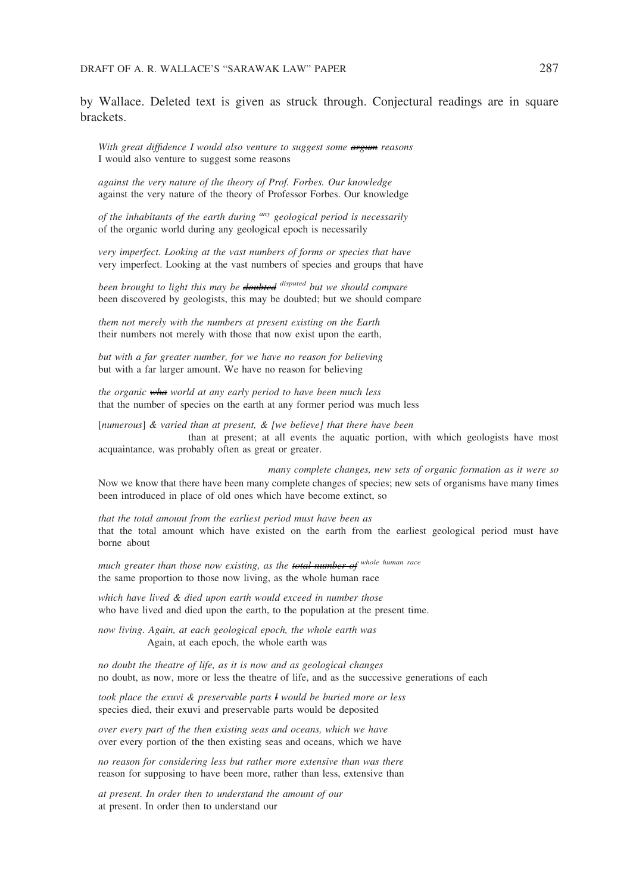by Wallace. Deleted text is given as struck through. Conjectural readings are in square brackets.

*With great diffidence I would also venture to suggest some ~~argum~~ reasons*
I would also venture to suggest some reasons

*against the very nature of the theory of Prof. Forbes. Our knowledge*
against the very nature of the theory of Professor Forbes. Our knowledge

*of the inhabitants of the earth during* any *geological period is necessarily*
of the organic world during any geological epoch is necessarily

*very imperfect. Looking at the vast numbers of forms or species that have*
very imperfect. Looking at the vast numbers of species and groups that have

*been brought to light this may be ~~doubted~~* disputed *but we should compare*
been discovered by geologists, this may be doubted; but we should compare

*them not merely with the numbers at present existing on the Earth*
their numbers not merely with those that now exist upon the earth,

*but with a far greater number, for we have no reason for believing*
but with a far larger amount. We have no reason for believing

*the organic ~~wha~~ world at any early period to have been much less*
that the number of species on the earth at any former period was much less

[*numerous*] *& varied than at present, & [we believe] that there have been*
than at present; at all events the aquatic portion, with which geologists have most acquaintance, was probably often as great or greater.

*many complete changes, new sets of organic formation as it were so*
Now we know that there have been many complete changes of species; new sets of organisms have many times been introduced in place of old ones which have become extinct, so

*that the total amount from the earliest period must have been as*
that the total amount which have existed on the earth from the earliest geological period must have borne about

*much greater than those now existing, as the ~~total number of~~* whole human race
the same proportion to those now living, as the whole human race

*which have lived & died upon earth would exceed in number those*
who have lived and died upon the earth, to the population at the present time.

*now living. Again, at each geological epoch, the whole earth was*
Again, at each epoch, the whole earth was

*no doubt the theatre of life, as it is now and as geological changes*
no doubt, as now, more or less the theatre of life, and as the successive generations of each

*took place the exuvi & preservable parts ~~l~~ would be buried more or less*
species died, their exuvi and preservable parts would be deposited

*over every part of the then existing seas and oceans, which we have*
over every portion of the then existing seas and oceans, which we have

*no reason for considering less but rather more extensive than was there*
reason for supposing to have been more, rather than less, extensive than

*at present. In order then to understand the amount of our*
at present. In order then to understand our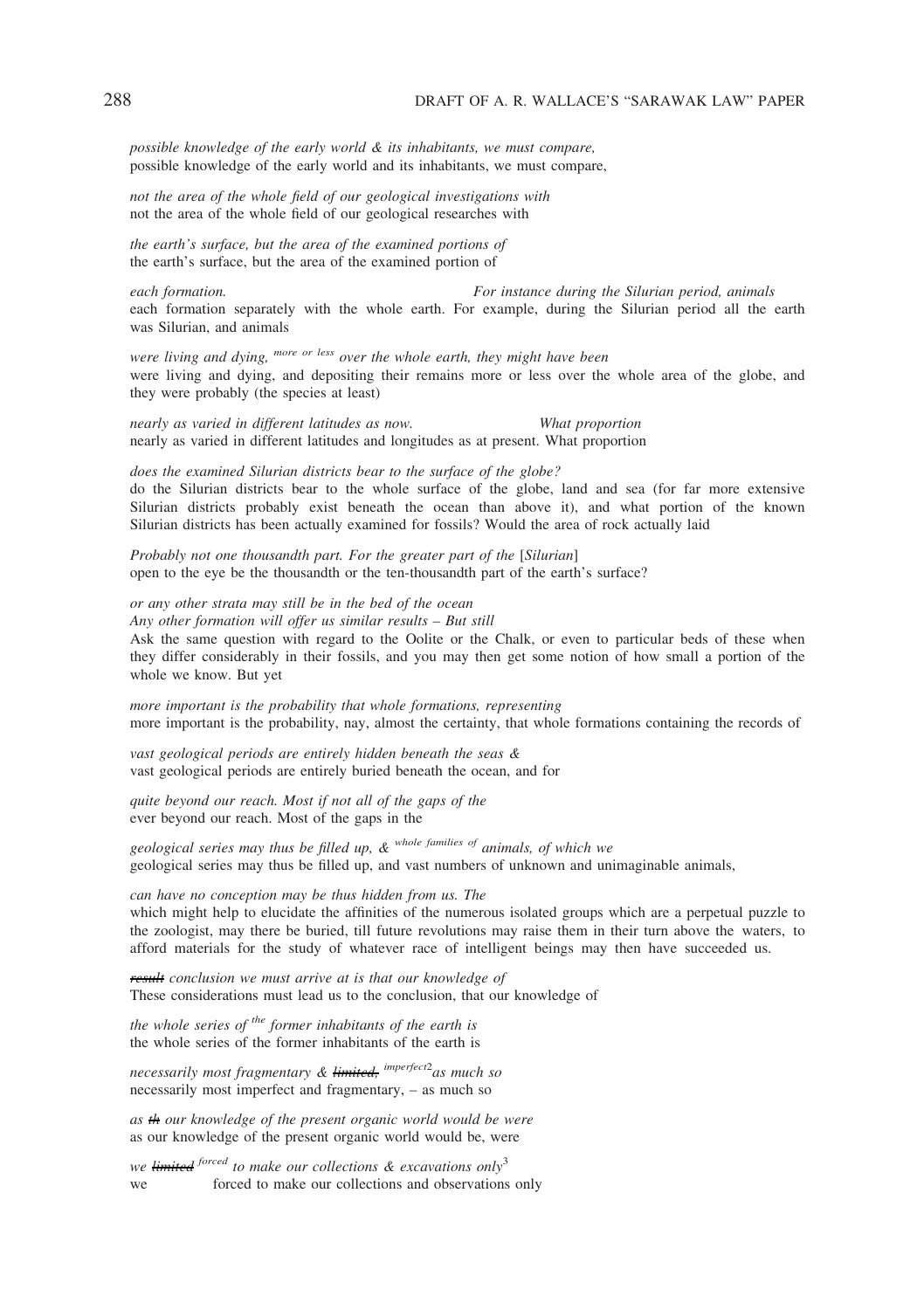*possible knowledge of the early world & its inhabitants, we must compare,*
possible knowledge of the early world and its inhabitants, we must compare,

*not the area of the whole field of our geological investigations with*
not the area of the whole field of our geological researches with

*the earth's surface, but the area of the examined portions of*
the earth's surface, but the area of the examined portion of

*each formation.* *For instance during the Silurian period, animals*
each formation separately with the whole earth. For example, during the Silurian period all the earth was Silurian, and animals

*were living and dying,* *more or less* *over the whole earth, they might have been*
were living and dying, and depositing their remains more or less over the whole area of the globe, and they were probably (the species at least)

*nearly as varied in different latitudes as now.* *What proportion*
nearly as varied in different latitudes and longitudes as at present. What proportion

*does the examined Silurian districts bear to the surface of the globe?*
do the Silurian districts bear to the whole surface of the globe, land and sea (for far more extensive Silurian districts probably exist beneath the ocean than above it), and what portion of the known Silurian districts has been actually examined for fossils? Would the area of rock actually laid

*Probably not one thousandth part. For the greater part of the* [*Silurian*]
open to the eye be the thousandth or the ten-thousandth part of the earth's surface?

*or any other strata may still be in the bed of the ocean*
*Any other formation will offer us similar results – But still*
Ask the same question with regard to the Oolite or the Chalk, or even to particular beds of these when they differ considerably in their fossils, and you may then get some notion of how small a portion of the whole we know. But yet

*more important is the probability that whole formations, representing*
more important is the probability, nay, almost the certainty, that whole formations containing the records of

*vast geological periods are entirely hidden beneath the seas &*
vast geological periods are entirely buried beneath the ocean, and for

*quite beyond our reach. Most if not all of the gaps of the*
ever beyond our reach. Most of the gaps in the

*geological series may thus be filled up, &* *whole families of* *animals, of which we*
geological series may thus be filled up, and vast numbers of unknown and unimaginable animals,

*can have no conception may be thus hidden from us. The*
which might help to elucidate the affinities of the numerous isolated groups which are a perpetual puzzle to the zoologist, may there be buried, till future revolutions may raise them in their turn above the waters, to afford materials for the study of whatever race of intelligent beings may then have succeeded us.

*~~result~~ conclusion we must arrive at is that our knowledge of*
These considerations must lead us to the conclusion, that our knowledge of

*the whole series of* *the* *former inhabitants of the earth is*
the whole series of the former inhabitants of the earth is

*necessarily most fragmentary & ~~limited,~~* *imperfect*[2] *as much so*
necessarily most imperfect and fragmentary, – as much so

*as ~~th~~ our knowledge of the present organic world would be were*
as our knowledge of the present organic world would be, were

*we ~~limited~~* *forced* *to make our collections & excavations only*[3]
we forced to make our collections and observations only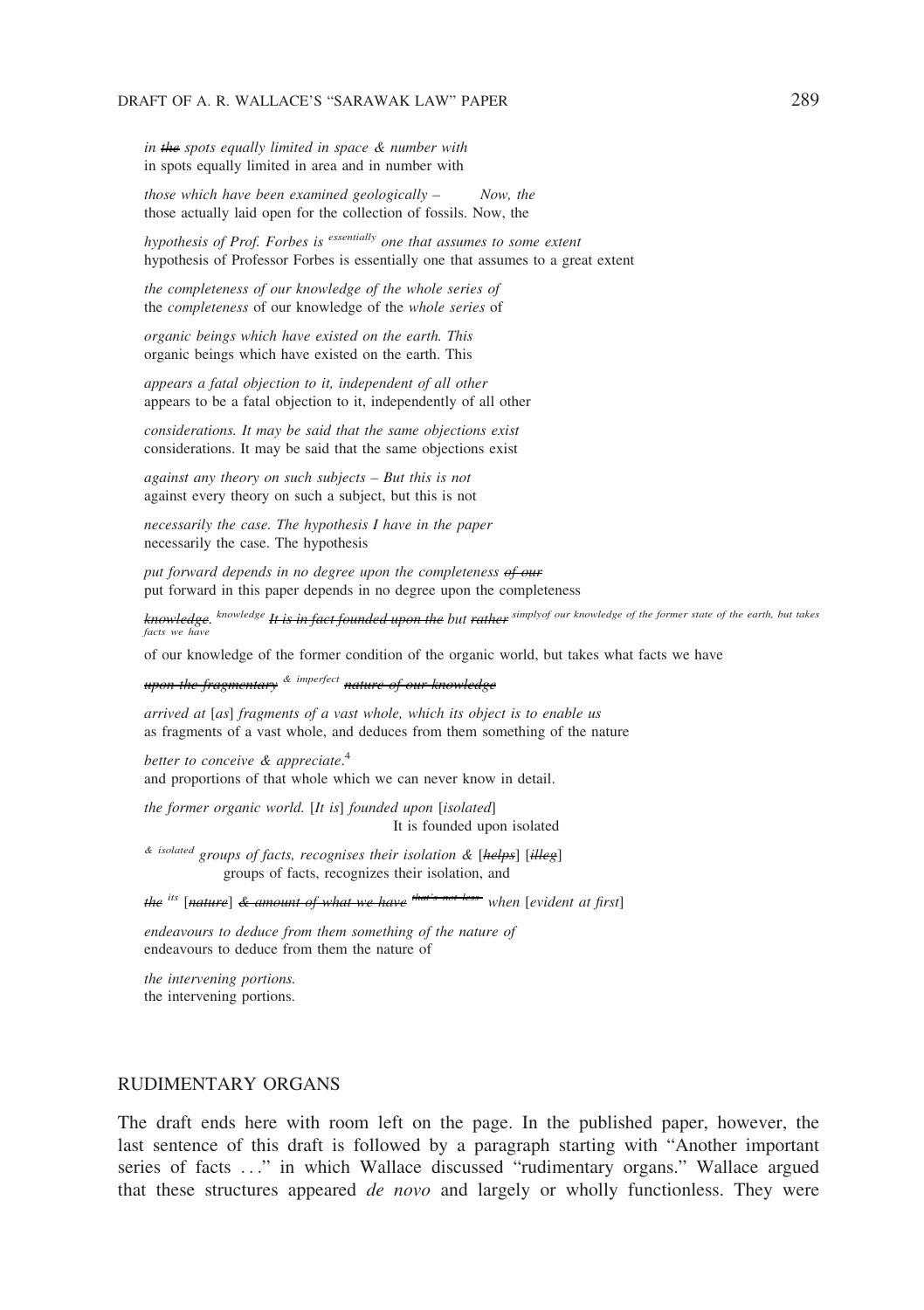*in ~~the~~ spots equally limited in space & number with*
in spots equally limited in area and in number with

*those which have been examined geologically – Now, the*
those actually laid open for the collection of fossils. Now, the

*hypothesis of Prof. Forbes is essentially one that assumes to some extent*
hypothesis of Professor Forbes is essentially one that assumes to a great extent

*the completeness of our knowledge of the whole series of*
the *completeness* of our knowledge of the *whole series* of

*organic beings which have existed on the earth. This*
organic beings which have existed on the earth. This

*appears a fatal objection to it, independent of all other*
appears to be a fatal objection to it, independently of all other

*considerations. It may be said that the same objections exist*
considerations. It may be said that the same objections exist

*against any theory on such subjects – But this is not*
against every theory on such a subject, but this is not

*necessarily the case. The hypothesis I have in the paper*
necessarily the case. The hypothesis

*put forward depends in no degree upon the completeness ~~of our~~*
put forward in this paper depends in no degree upon the completeness

*~~knowledge~~. knowledge ~~It is in fact founded upon the~~ but ~~rather~~ simplyof our knowledge of the former state of the earth, but takes facts we have*

of our knowledge of the former condition of the organic world, but takes what facts we have

*~~upon the fragmentary~~ & imperfect ~~nature of our knowledge~~*

*arrived at [as] fragments of a vast whole, which its object is to enable us*
as fragments of a vast whole, and deduces from them something of the nature

*better to conceive & appreciate.*[4]
and proportions of that whole which we can never know in detail.

*the former organic world. [It is] founded upon [isolated]*
It is founded upon isolated

*& isolated groups of facts, recognises their isolation & [~~helps~~] [~~illeg~~]*
groups of facts, recognizes their isolation, and

*~~the~~ its [~~nature~~] ~~& amount of what we have~~ ~~that's not less~~ when [evident at first]*

*endeavours to deduce from them something of the nature of*
endeavours to deduce from them the nature of

*the intervening portions.*
the intervening portions.

## RUDIMENTARY ORGANS

The draft ends here with room left on the page. In the published paper, however, the last sentence of this draft is followed by a paragraph starting with "Another important series of facts ..." in which Wallace discussed "rudimentary organs." Wallace argued that these structures appeared *de novo* and largely or wholly functionless. They were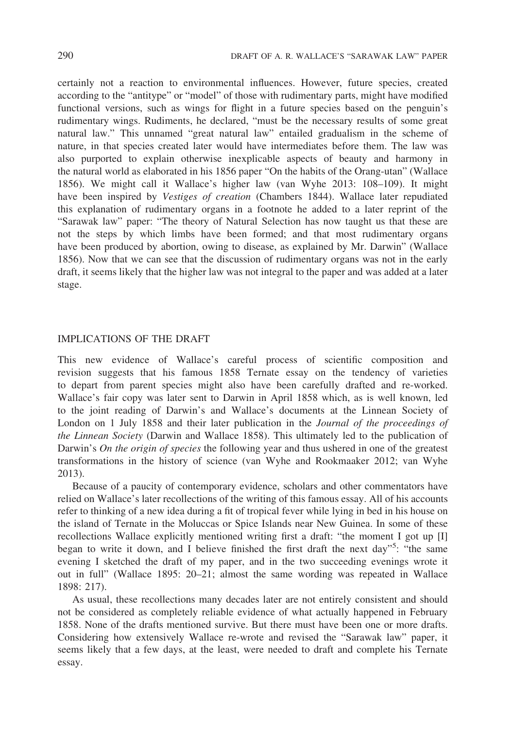certainly not a reaction to environmental influences. However, future species, created according to the "antitype" or "model" of those with rudimentary parts, might have modified functional versions, such as wings for flight in a future species based on the penguin's rudimentary wings. Rudiments, he declared, "must be the necessary results of some great natural law." This unnamed "great natural law" entailed gradualism in the scheme of nature, in that species created later would have intermediates before them. The law was also purported to explain otherwise inexplicable aspects of beauty and harmony in the natural world as elaborated in his 1856 paper "On the habits of the Orang-utan" (Wallace 1856). We might call it Wallace's higher law (van Wyhe 2013: 108–109). It might have been inspired by *Vestiges of creation* (Chambers 1844). Wallace later repudiated this explanation of rudimentary organs in a footnote he added to a later reprint of the "Sarawak law" paper: "The theory of Natural Selection has now taught us that these are not the steps by which limbs have been formed; and that most rudimentary organs have been produced by abortion, owing to disease, as explained by Mr. Darwin" (Wallace 1856). Now that we can see that the discussion of rudimentary organs was not in the early draft, it seems likely that the higher law was not integral to the paper and was added at a later stage.

## IMPLICATIONS OF THE DRAFT

This new evidence of Wallace's careful process of scientific composition and revision suggests that his famous 1858 Ternate essay on the tendency of varieties to depart from parent species might also have been carefully drafted and re-worked. Wallace's fair copy was later sent to Darwin in April 1858 which, as is well known, led to the joint reading of Darwin's and Wallace's documents at the Linnean Society of London on 1 July 1858 and their later publication in the *Journal of the proceedings of the Linnean Society* (Darwin and Wallace 1858). This ultimately led to the publication of Darwin's *On the origin of species* the following year and thus ushered in one of the greatest transformations in the history of science (van Wyhe and Rookmaaker 2012; van Wyhe 2013).

Because of a paucity of contemporary evidence, scholars and other commentators have relied on Wallace's later recollections of the writing of this famous essay. All of his accounts refer to thinking of a new idea during a fit of tropical fever while lying in bed in his house on the island of Ternate in the Moluccas or Spice Islands near New Guinea. In some of these recollections Wallace explicitly mentioned writing first a draft: "the moment I got up [I] began to write it down, and I believe finished the first draft the next day"[5]: "the same evening I sketched the draft of my paper, and in the two succeeding evenings wrote it out in full" (Wallace 1895: 20–21; almost the same wording was repeated in Wallace 1898: 217).

As usual, these recollections many decades later are not entirely consistent and should not be considered as completely reliable evidence of what actually happened in February 1858. None of the drafts mentioned survive. But there must have been one or more drafts. Considering how extensively Wallace re-wrote and revised the "Sarawak law" paper, it seems likely that a few days, at the least, were needed to draft and complete his Ternate essay.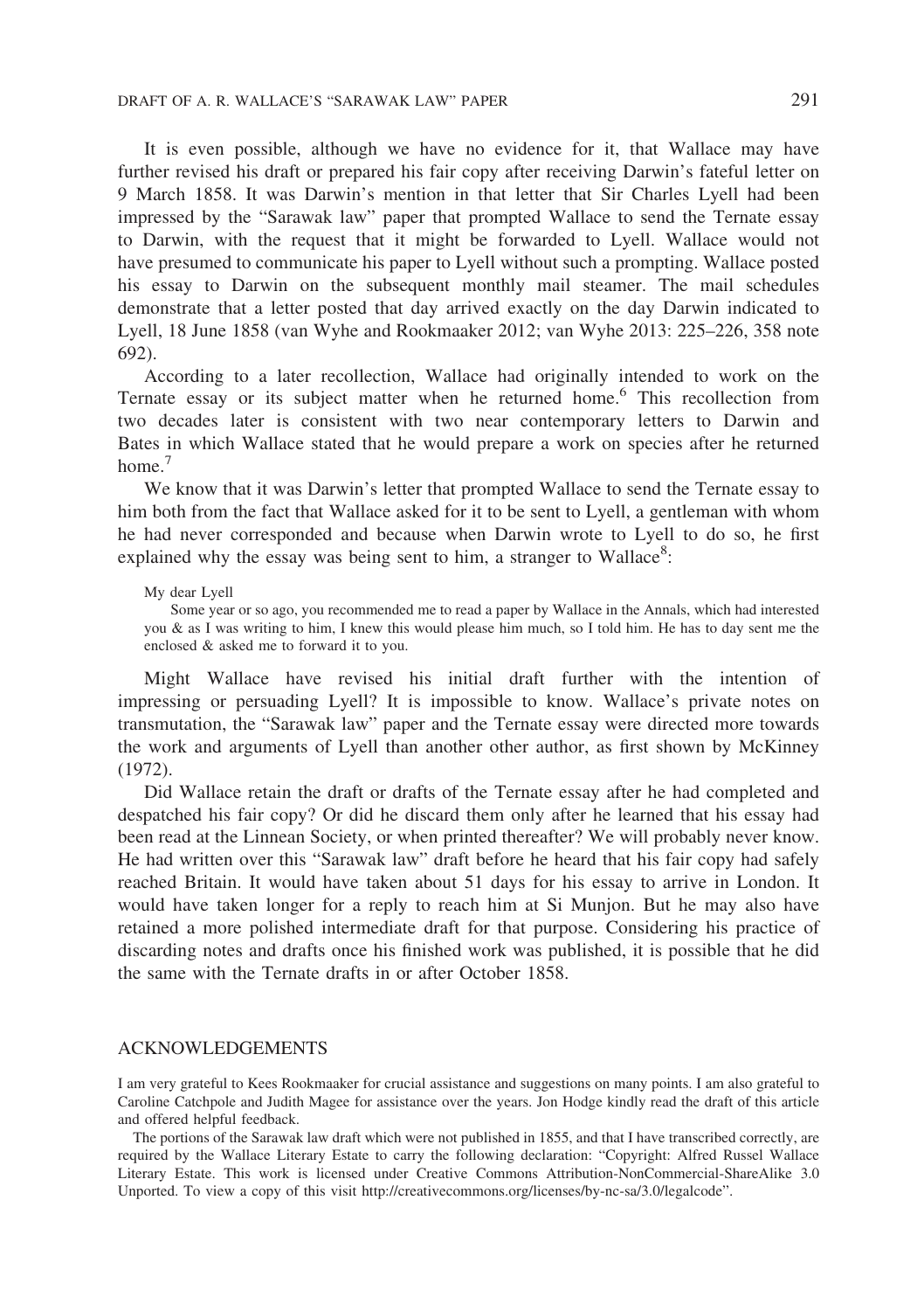It is even possible, although we have no evidence for it, that Wallace may have further revised his draft or prepared his fair copy after receiving Darwin's fateful letter on 9 March 1858. It was Darwin's mention in that letter that Sir Charles Lyell had been impressed by the "Sarawak law" paper that prompted Wallace to send the Ternate essay to Darwin, with the request that it might be forwarded to Lyell. Wallace would not have presumed to communicate his paper to Lyell without such a prompting. Wallace posted his essay to Darwin on the subsequent monthly mail steamer. The mail schedules demonstrate that a letter posted that day arrived exactly on the day Darwin indicated to Lyell, 18 June 1858 (van Wyhe and Rookmaaker 2012; van Wyhe 2013: 225–226, 358 note 692).

According to a later recollection, Wallace had originally intended to work on the Ternate essay or its subject matter when he returned home.[6] This recollection from two decades later is consistent with two near contemporary letters to Darwin and Bates in which Wallace stated that he would prepare a work on species after he returned home.[7]

We know that it was Darwin's letter that prompted Wallace to send the Ternate essay to him both from the fact that Wallace asked for it to be sent to Lyell, a gentleman with whom he had never corresponded and because when Darwin wrote to Lyell to do so, he first explained why the essay was being sent to him, a stranger to Wallace[8]:

> My dear Lyell
>
> Some year or so ago, you recommended me to read a paper by Wallace in the Annals, which had interested you & as I was writing to him, I knew this would please him much, so I told him. He has to day sent me the enclosed & asked me to forward it to you.

Might Wallace have revised his initial draft further with the intention of impressing or persuading Lyell? It is impossible to know. Wallace's private notes on transmutation, the "Sarawak law" paper and the Ternate essay were directed more towards the work and arguments of Lyell than another other author, as first shown by McKinney (1972).

Did Wallace retain the draft or drafts of the Ternate essay after he had completed and despatched his fair copy? Or did he discard them only after he learned that his essay had been read at the Linnean Society, or when printed thereafter? We will probably never know. He had written over this "Sarawak law" draft before he heard that his fair copy had safely reached Britain. It would have taken about 51 days for his essay to arrive in London. It would have taken longer for a reply to reach him at Si Munjon. But he may also have retained a more polished intermediate draft for that purpose. Considering his practice of discarding notes and drafts once his finished work was published, it is possible that he did the same with the Ternate drafts in or after October 1858.

## ACKNOWLEDGEMENTS

I am very grateful to Kees Rookmaaker for crucial assistance and suggestions on many points. I am also grateful to Caroline Catchpole and Judith Magee for assistance over the years. Jon Hodge kindly read the draft of this article and offered helpful feedback.

The portions of the Sarawak law draft which were not published in 1855, and that I have transcribed correctly, are required by the Wallace Literary Estate to carry the following declaration: "Copyright: Alfred Russel Wallace Literary Estate. This work is licensed under Creative Commons Attribution-NonCommercial-ShareAlike 3.0 Unported. To view a copy of this visit http://creativecommons.org/licenses/by-nc-sa/3.0/legalcode".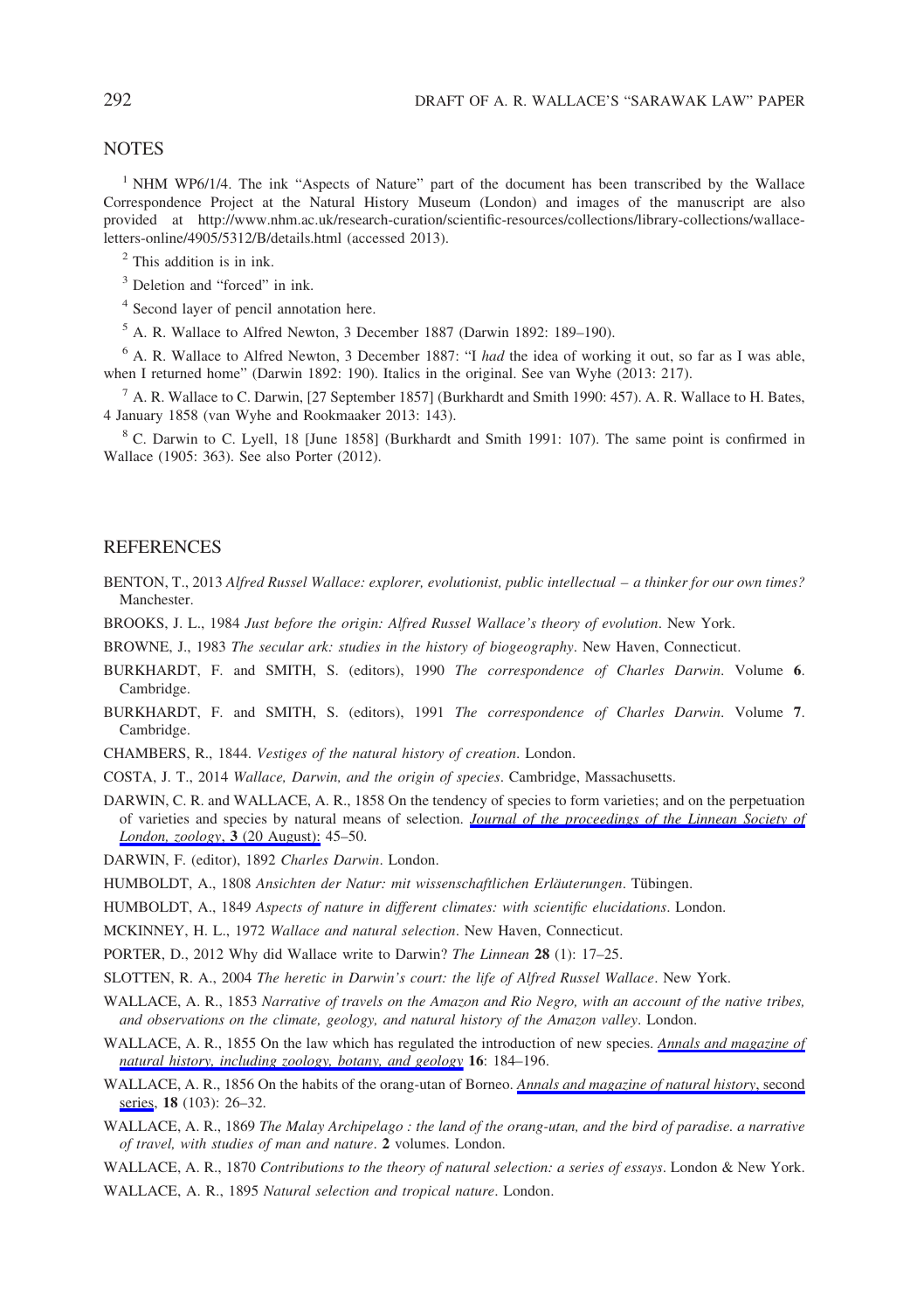## NOTES

[1] NHM WP6/1/4. The ink "Aspects of Nature" part of the document has been transcribed by the Wallace Correspondence Project at the Natural History Museum (London) and images of the manuscript are also provided at http://www.nhm.ac.uk/research-curation/scientific-resources/collections/library-collections/wallace-letters-online/4905/5312/B/details.html (accessed 2013).

[2] This addition is in ink.

[3] Deletion and "forced" in ink.

[4] Second layer of pencil annotation here.

[5] A. R. Wallace to Alfred Newton, 3 December 1887 (Darwin 1892: 189–190).

[6] A. R. Wallace to Alfred Newton, 3 December 1887: "I *had* the idea of working it out, so far as I was able, when I returned home" (Darwin 1892: 190). Italics in the original. See van Wyhe (2013: 217).

[7] A. R. Wallace to C. Darwin, [27 September 1857] (Burkhardt and Smith 1990: 457). A. R. Wallace to H. Bates, 4 January 1858 (van Wyhe and Rookmaaker 2013: 143).

[8] C. Darwin to C. Lyell, 18 [June 1858] (Burkhardt and Smith 1991: 107). The same point is confirmed in Wallace (1905: 363). See also Porter (2012).

## REFERENCES

BENTON, T., 2013 *Alfred Russel Wallace: explorer, evolutionist, public intellectual – a thinker for our own times?* Manchester.

BROOKS, J. L., 1984 *Just before the origin: Alfred Russel Wallace's theory of evolution*. New York.

BROWNE, J., 1983 *The secular ark: studies in the history of biogeography*. New Haven, Connecticut.

BURKHARDT, F. and SMITH, S. (editors), 1990 *The correspondence of Charles Darwin*. Volume **6**. Cambridge.

BURKHARDT, F. and SMITH, S. (editors), 1991 *The correspondence of Charles Darwin*. Volume **7**. Cambridge.

CHAMBERS, R., 1844. *Vestiges of the natural history of creation*. London.

COSTA, J. T., 2014 *Wallace, Darwin, and the origin of species*. Cambridge, Massachusetts.

DARWIN, C. R. and WALLACE, A. R., 1858 On the tendency of species to form varieties; and on the perpetuation of varieties and species by natural means of selection. *Journal of the proceedings of the Linnean Society of London, zoology*, **3** (20 August): 45–50.

DARWIN, F. (editor), 1892 *Charles Darwin*. London.

HUMBOLDT, A., 1808 *Ansichten der Natur: mit wissenschaftlichen Erläuterungen*. Tübingen.

HUMBOLDT, A., 1849 *Aspects of nature in different climates: with scientific elucidations*. London.

MCKINNEY, H. L., 1972 *Wallace and natural selection*. New Haven, Connecticut.

PORTER, D., 2012 Why did Wallace write to Darwin? *The Linnean* **28** (1): 17–25.

SLOTTEN, R. A., 2004 *The heretic in Darwin's court: the life of Alfred Russel Wallace*. New York.

WALLACE, A. R., 1853 *Narrative of travels on the Amazon and Rio Negro, with an account of the native tribes, and observations on the climate, geology, and natural history of the Amazon valley*. London.

WALLACE, A. R., 1855 On the law which has regulated the introduction of new species. *Annals and magazine of natural history, including zoology, botany, and geology* **16**: 184–196.

WALLACE, A. R., 1856 On the habits of the orang-utan of Borneo. *Annals and magazine of natural history*, second series, **18** (103): 26–32.

WALLACE, A. R., 1869 *The Malay Archipelago : the land of the orang-utan, and the bird of paradise. a narrative of travel, with studies of man and nature*. **2** volumes. London.

WALLACE, A. R., 1870 *Contributions to the theory of natural selection: a series of essays*. London & New York.

WALLACE, A. R., 1895 *Natural selection and tropical nature*. London.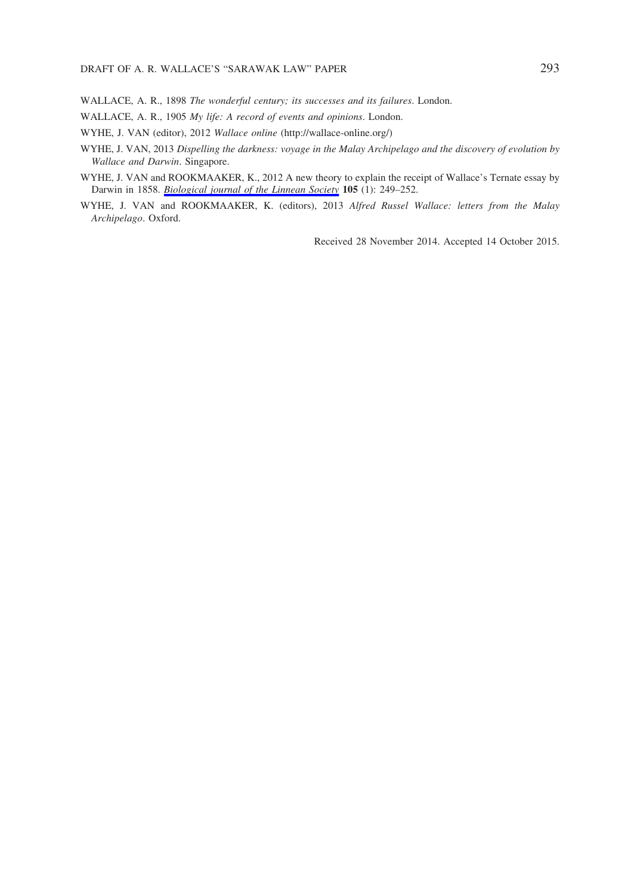WALLACE, A. R., 1898 *The wonderful century; its successes and its failures*. London.

WALLACE, A. R., 1905 *My life: A record of events and opinions*. London.

WYHE, J. VAN (editor), 2012 *Wallace online* (http://wallace-online.org/)

WYHE, J. VAN, 2013 *Dispelling the darkness: voyage in the Malay Archipelago and the discovery of evolution by Wallace and Darwin*. Singapore.

WYHE, J. VAN and ROOKMAAKER, K., 2012 A new theory to explain the receipt of Wallace's Ternate essay by Darwin in 1858. *Biological journal of the Linnean Society* **105** (1): 249–252.

WYHE, J. VAN and ROOKMAAKER, K. (editors), 2013 *Alfred Russel Wallace: letters from the Malay Archipelago*. Oxford.

Received 28 November 2014. Accepted 14 October 2015.